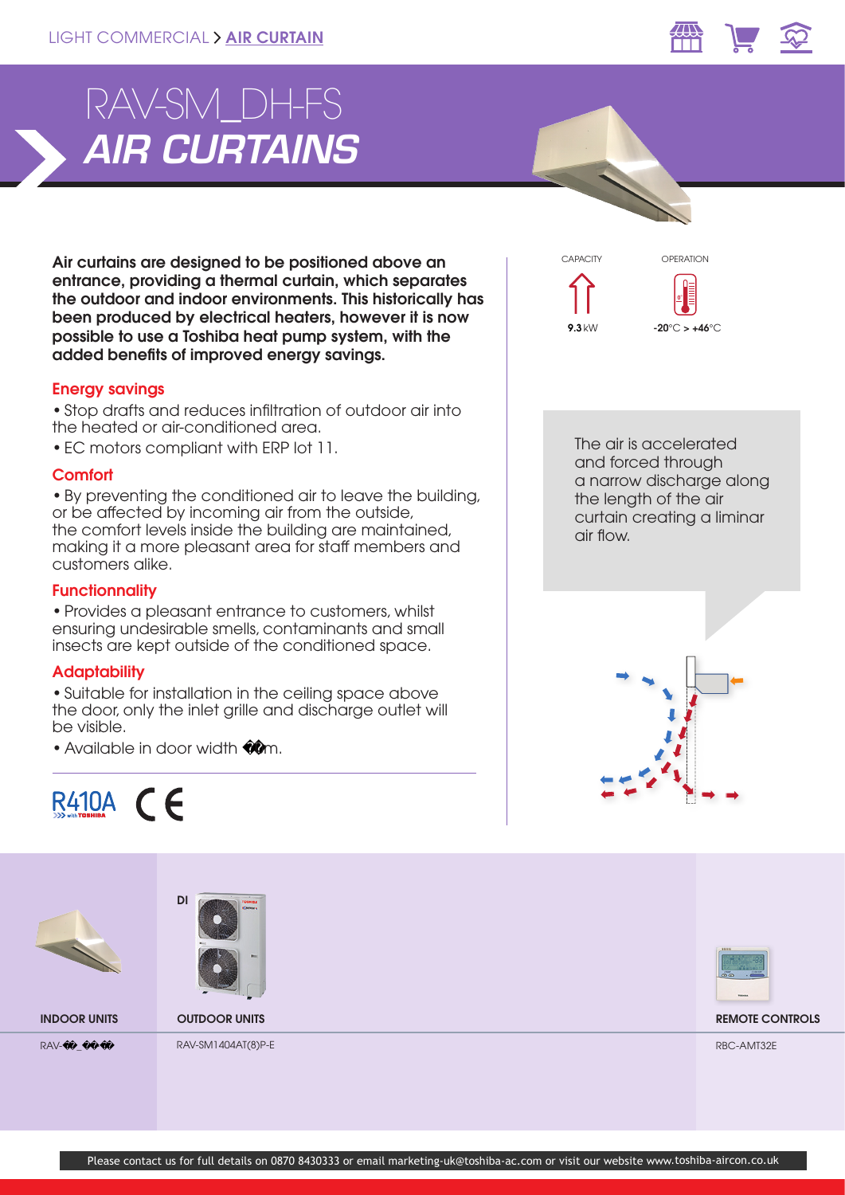LIGHT COMMERCIAL > AIR CURTAIN

# RAV-SM_DH-FS
# *AIR CURTAINS*

**Air curtains are designed to be positioned above an entrance, providing a thermal curtain, which separates the outdoor and indoor environments. This historically has been produced by electrical heaters, however it is now possible to use a Toshiba heat pump system, with the added benefits of improved energy savings.**

CAPACITY
**9.3** kW

OPERATION
**-20**°C > **+46**°C

### Energy savings

• Stop drafts and reduces infiltration of outdoor air into the heated or air-conditioned area.

• EC motors compliant with ERP lot 11.

### Comfort

• By preventing the conditioned air to leave the building, or be affected by incoming air from the outside, the comfort levels inside the building are maintained, making it a more pleasant area for staff members and customers alike.

### Functionnality

• Provides a pleasant entrance to customers, whilst ensuring undesirable smells, contaminants and small insects are kept outside of the conditioned space.

### Adaptability

• Suitable for installation in the ceiling space above the door, only the inlet grille and discharge outlet will be visible.

• Available in door width ��m.

The air is accelerated and forced through a narrow discharge along the length of the air curtain creating a liminar air flow.

R410A with TOSHIBA CE

| INDOOR UNITS | OUTDOOR UNITS | REMOTE CONTROLS |
|---|---|---|
| | DI | |
| RAV-��_��� | RAV-SM1404AT(8)P-E | RBC-AMT32E |

Please contact us for full details on 0870 8430333 or email marketing-uk@toshiba-ac.com or visit our website www.toshiba-aircon.co.uk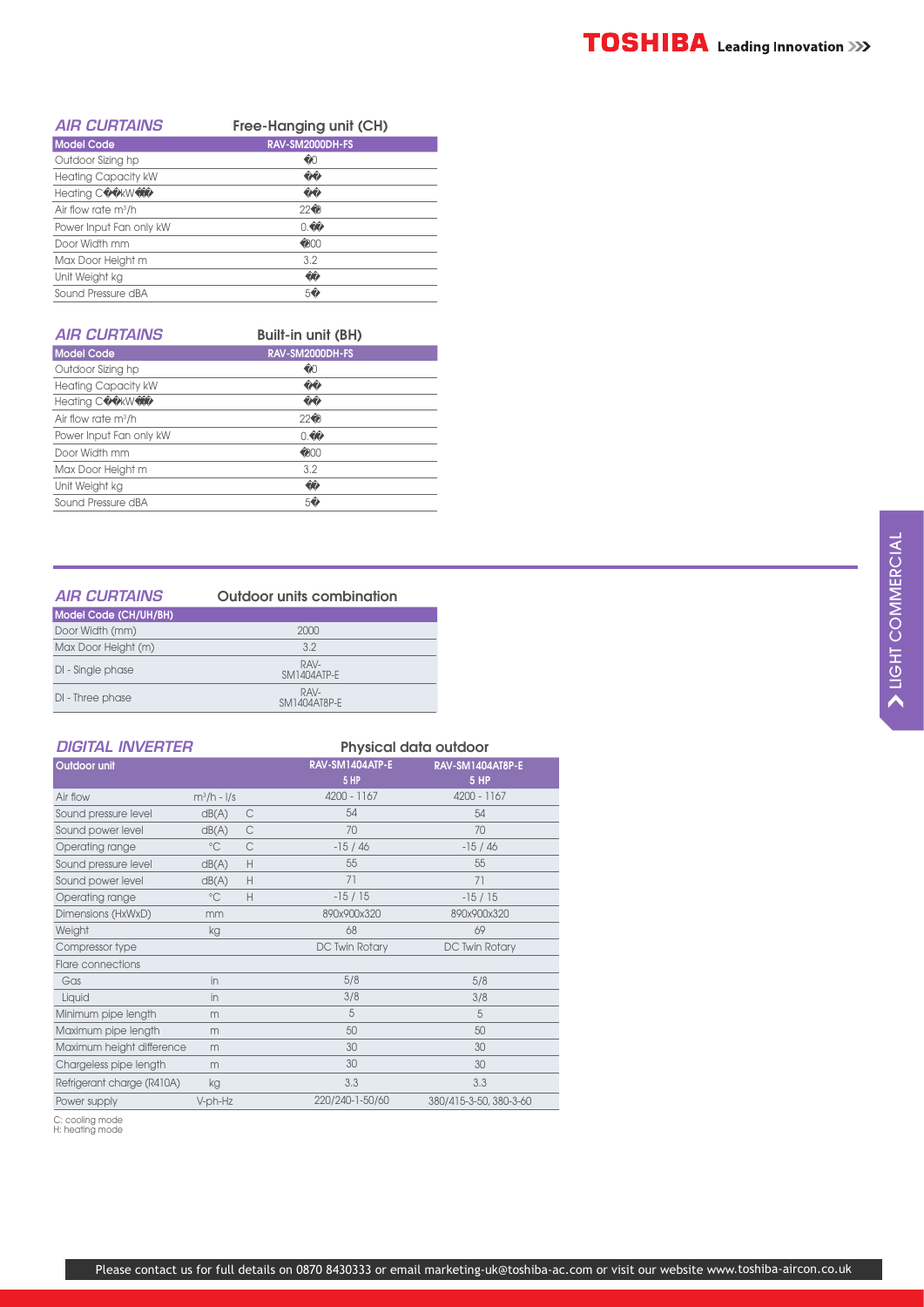## AIR CURTAINS — Free-Hanging unit (CH)

| Model Code | RAV-SM2000DH-FS |
|---|---|
| Outdoor Sizing hp | �0 |
| Heating Capacity kW | �� |
| Heating C��kW��� | �� |
| Air flow rate m³/h | 22� |
| Power Input Fan only kW | 0.�� |
| Door Width mm | �00 |
| Max Door Height m | 3.2 |
| Unit Weight kg | �� |
| Sound Pressure dBA | 5� |

## AIR CURTAINS — Built-in unit (BH)

| Model Code | RAV-SM2000DH-FS |
|---|---|
| Outdoor Sizing hp | �0 |
| Heating Capacity kW | �� |
| Heating C��kW��� | �� |
| Air flow rate m³/h | 22� |
| Power Input Fan only kW | 0.�� |
| Door Width mm | �00 |
| Max Door Height m | 3.2 |
| Unit Weight kg | �� |
| Sound Pressure dBA | 5� |

## AIR CURTAINS — Outdoor units combination

| Model Code (CH/UH/BH) | |
|---|---|
| Door Width (mm) | 2000 |
| Max Door Height (m) | 3.2 |
| DI - Single phase | RAV-SM1404ATP-E |
| DI - Three phase | RAV-SM1404AT8P-E |

## DIGITAL INVERTER — Physical data outdoor

| Outdoor unit | | | RAV-SM1404ATP-E 5 HP | RAV-SM1404AT8P-E 5 HP |
|---|---|---|---|---|
| Air flow | m³/h - l/s | | 4200 - 1167 | 4200 - 1167 |
| Sound pressure level | dB(A) | C | 54 | 54 |
| Sound power level | dB(A) | C | 70 | 70 |
| Operating range | °C | C | -15 / 46 | -15 / 46 |
| Sound pressure level | dB(A) | H | 55 | 55 |
| Sound power level | dB(A) | H | 71 | 71 |
| Operating range | °C | H | -15 / 15 | -15 / 15 |
| Dimensions (HxWxD) | mm | | 890x900x320 | 890x900x320 |
| Weight | kg | | 68 | 69 |
| Compressor type | | | DC Twin Rotary | DC Twin Rotary |
| Flare connections | | | | |
| Gas | in | | 5/8 | 5/8 |
| Liquid | in | | 3/8 | 3/8 |
| Minimum pipe length | m | | 5 | 5 |
| Maximum pipe length | m | | 50 | 50 |
| Maximum height difference | m | | 30 | 30 |
| Chargeless pipe length | m | | 30 | 30 |
| Refrigerant charge (R410A) | kg | | 3.3 | 3.3 |
| Power supply | V-ph-Hz | | 220/240-1-50/60 | 380/415-3-50, 380-3-60 |

C: cooling mode
H: heating mode

Please contact us for full details on 0870 8430333 or email marketing-uk@toshiba-ac.com or visit our website www.toshiba-aircon.co.uk